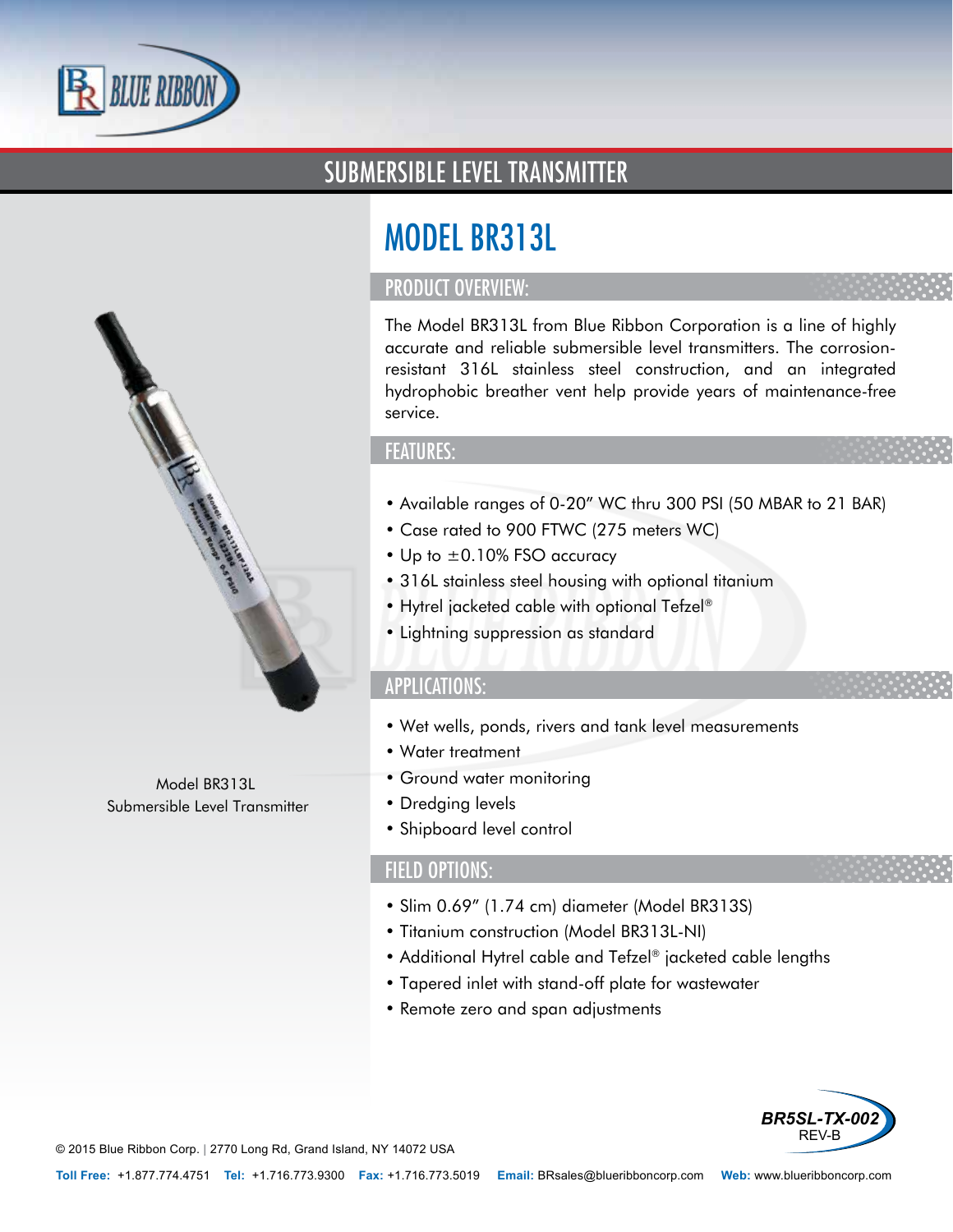# SUBMERSIBLE LEVEL TRANSMITTER

## MODEL BR313L

### PRODUCT OVERVIEW:

The Model BR313L from Blue Ribbon Corporation is a line of highly accurate and reliable submersible level transmitters. The corrosion-resistant 316L stainless steel construction, and an integrated hydrophobic breather vent help provide years of maintenance-free service.

### FEATURES:

- Available ranges of 0-20" WC thru 300 PSI (50 MBAR to 21 BAR)
- Case rated to 900 FTWC (275 meters WC)
- Up to ±0.10% FSO accuracy
- 316L stainless steel housing with optional titanium
- Hytrel jacketed cable with optional Tefzel®
- Lightning suppression as standard

### APPLICATIONS:

- Wet wells, ponds, rivers and tank level measurements
- Water treatment
- Ground water monitoring
- Dredging levels
- Shipboard level control

### FIELD OPTIONS:

- Slim 0.69" (1.74 cm) diameter (Model BR313S)
- Titanium construction (Model BR313L-NI)
- Additional Hytrel cable and Tefzel® jacketed cable lengths
- Tapered inlet with stand-off plate for wastewater
- Remote zero and span adjustments

Model BR313L
Submersible Level Transmitter

BR5SL-TX-002
REV-B

© 2015 Blue Ribbon Corp. | 2770 Long Rd, Grand Island, NY 14072 USA

**Toll Free:** +1.877.774.4751 **Tel:** +1.716.773.9300 **Fax:** +1.716.773.5019 **Email:** BRsales@blueribboncorp.com **Web:** www.blueribboncorp.com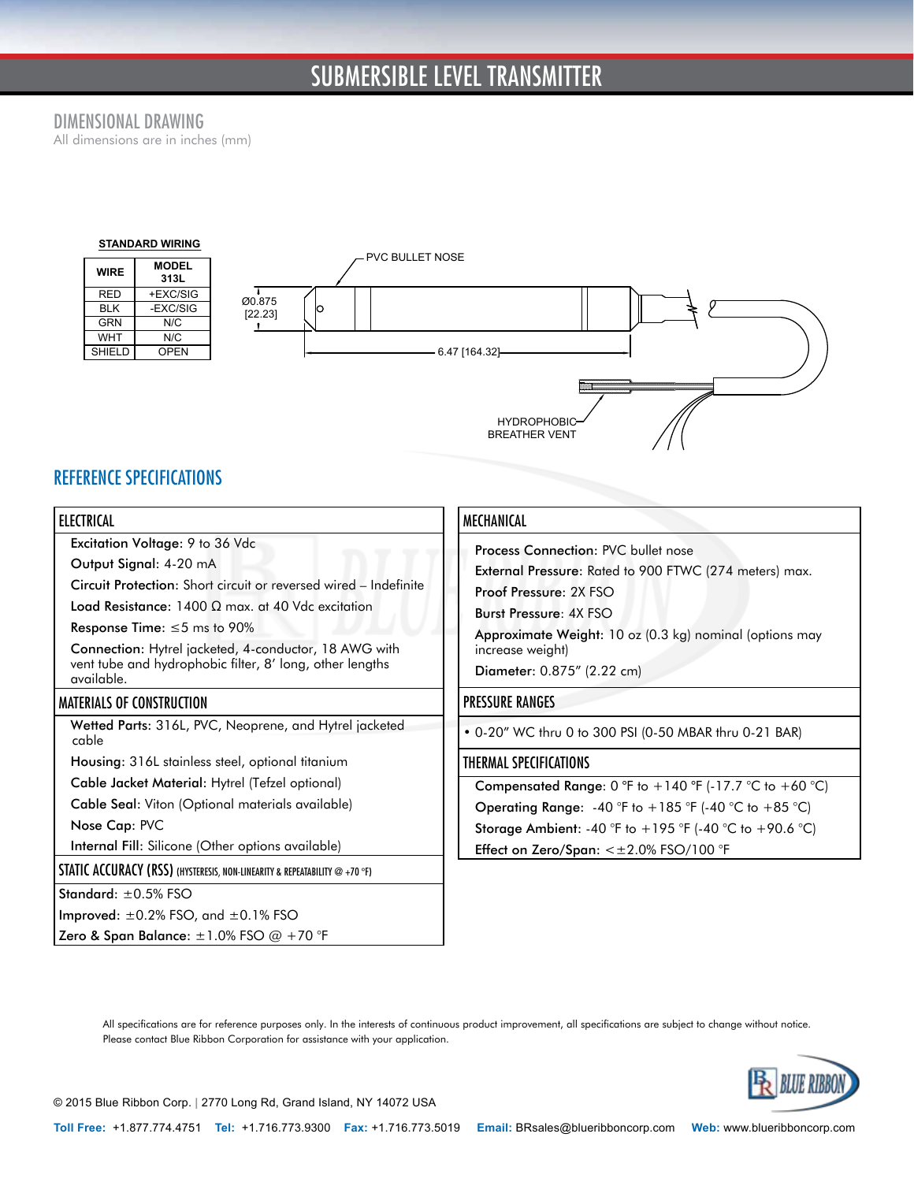# SUBMERSIBLE LEVEL TRANSMITTER

## DIMENSIONAL DRAWING

All dimensions are in inches (mm)

**STANDARD WIRING**

| WIRE | MODEL 313L |
|---|---|
| RED | +EXC/SIG |
| BLK | -EXC/SIG |
| GRN | N/C |
| WHT | N/C |
| SHIELD | OPEN |

PVC BULLET NOSE

Ø0.875
[22.23]

6.47 [164.32]

HYDROPHOBIC
BREATHER VENT

## REFERENCE SPECIFICATIONS

### ELECTRICAL

**Excitation Voltage**: 9 to 36 Vdc

**Output Signal**: 4-20 mA

**Circuit Protection:** Short circuit or reversed wired – Indefinite

**Load Resistance**: 1400 Ω max. at 40 Vdc excitation

**Response Time**: ≤5 ms to 90%

**Connection**: Hytrel jacketed, 4-conductor, 18 AWG with vent tube and hydrophobic filter, 8' long, other lengths available.

### MATERIALS OF CONSTRUCTION

**Wetted Parts**: 316L, PVC, Neoprene, and Hytrel jacketed cable

**Housing**: 316L stainless steel, optional titanium

**Cable Jacket Material**: Hytrel (Tefzel optional)

**Cable Seal**: Viton (Optional materials available)

**Nose Cap**: PVC

**Internal Fill**: Silicone (Other options available)

### STATIC ACCURACY (RSS) (HYSTERESIS, NON-LINEARITY & REPEATABILITY @ +70 °F)

**Standard**: ±0.5% FSO

**Improved**: ±0.2% FSO, and ±0.1% FSO

**Zero & Span Balance**: ±1.0% FSO @ +70 °F

### MECHANICAL

**Process Connection**: PVC bullet nose

**External Pressure**: Rated to 900 FTWC (274 meters) max.

**Proof Pressure**: 2X FSO

**Burst Pressure**: 4X FSO

**Approximate Weight**: 10 oz (0.3 kg) nominal (options may increase weight)

**Diameter**: 0.875" (2.22 cm)

### PRESSURE RANGES

- 0-20" WC thru 0 to 300 PSI (0-50 MBAR thru 0-21 BAR)

### THERMAL SPECIFICATIONS

**Compensated Range**: 0 °F to +140 °F (-17.7 °C to +60 °C)

**Operating Range**: -40 °F to +185 °F (-40 °C to +85 °C)

**Storage Ambient**: -40 °F to +195 °F (-40 °C to +90.6 °C)

**Effect on Zero/Span**: <±2.0% FSO/100 °F

All specifications are for reference purposes only. In the interests of continuous product improvement, all specifications are subject to change without notice. Please contact Blue Ribbon Corporation for assistance with your application.

© 2015 Blue Ribbon Corp. | 2770 Long Rd, Grand Island, NY 14072 USA

**Toll Free:** +1.877.774.4751 **Tel:** +1.716.773.9300 **Fax:** +1.716.773.5019 **Email:** BRsales@blueribboncorp.com **Web:** www.blueribboncorp.com